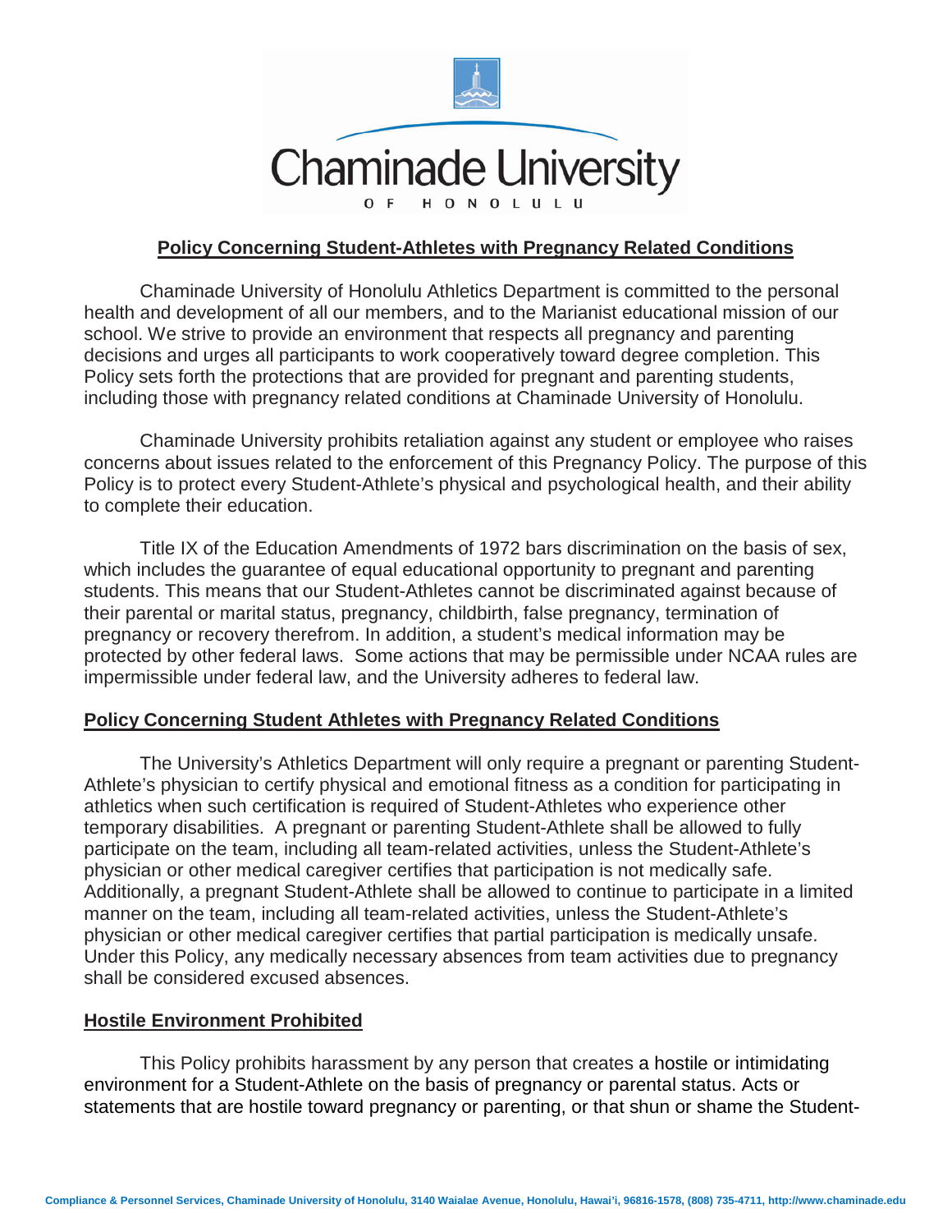Chaminade University

OF HONOLULU

# Policy Concerning Student-Athletes with Pregnancy Related Conditions

Chaminade University of Honolulu Athletics Department is committed to the personal health and development of all our members, and to the Marianist educational mission of our school. We strive to provide an environment that respects all pregnancy and parenting decisions and urges all participants to work cooperatively toward degree completion. This Policy sets forth the protections that are provided for pregnant and parenting students, including those with pregnancy related conditions at Chaminade University of Honolulu.

Chaminade University prohibits retaliation against any student or employee who raises concerns about issues related to the enforcement of this Pregnancy Policy. The purpose of this Policy is to protect every Student-Athlete's physical and psychological health, and their ability to complete their education.

Title IX of the Education Amendments of 1972 bars discrimination on the basis of sex, which includes the guarantee of equal educational opportunity to pregnant and parenting students. This means that our Student-Athletes cannot be discriminated against because of their parental or marital status, pregnancy, childbirth, false pregnancy, termination of pregnancy or recovery therefrom. In addition, a student's medical information may be protected by other federal laws. Some actions that may be permissible under NCAA rules are impermissible under federal law, and the University adheres to federal law.

## Policy Concerning Student Athletes with Pregnancy Related Conditions

The University's Athletics Department will only require a pregnant or parenting Student-Athlete's physician to certify physical and emotional fitness as a condition for participating in athletics when such certification is required of Student-Athletes who experience other temporary disabilities. A pregnant or parenting Student-Athlete shall be allowed to fully participate on the team, including all team-related activities, unless the Student-Athlete's physician or other medical caregiver certifies that participation is not medically safe. Additionally, a pregnant Student-Athlete shall be allowed to continue to participate in a limited manner on the team, including all team-related activities, unless the Student-Athlete's physician or other medical caregiver certifies that partial participation is medically unsafe. Under this Policy, any medically necessary absences from team activities due to pregnancy shall be considered excused absences.

## Hostile Environment Prohibited

This Policy prohibits harassment by any person that creates a hostile or intimidating environment for a Student-Athlete on the basis of pregnancy or parental status. Acts or statements that are hostile toward pregnancy or parenting, or that shun or shame the Student-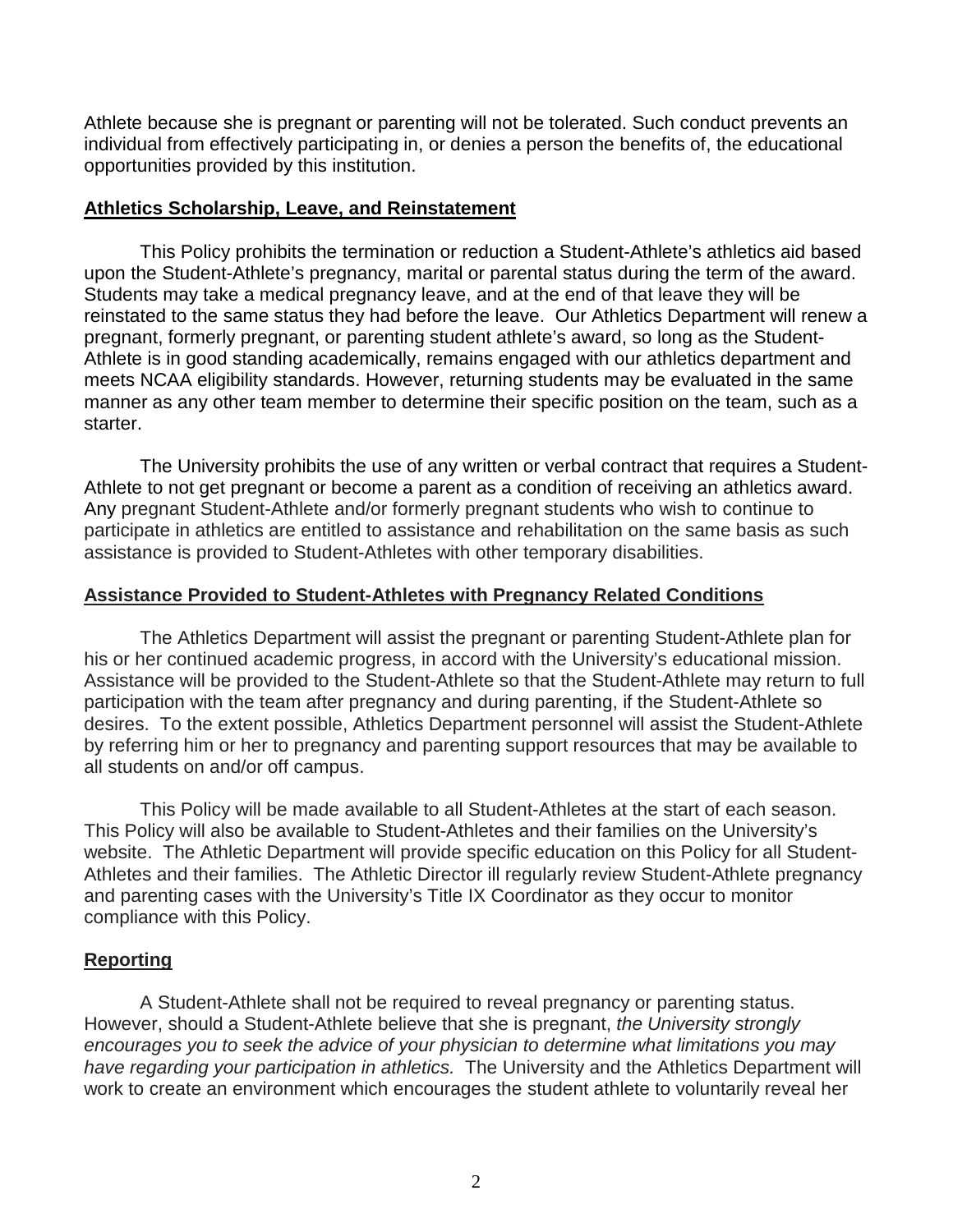Athlete because she is pregnant or parenting will not be tolerated. Such conduct prevents an individual from effectively participating in, or denies a person the benefits of, the educational opportunities provided by this institution.

## Athletics Scholarship, Leave, and Reinstatement

This Policy prohibits the termination or reduction a Student-Athlete's athletics aid based upon the Student-Athlete's pregnancy, marital or parental status during the term of the award. Students may take a medical pregnancy leave, and at the end of that leave they will be reinstated to the same status they had before the leave. Our Athletics Department will renew a pregnant, formerly pregnant, or parenting student athlete's award, so long as the Student-Athlete is in good standing academically, remains engaged with our athletics department and meets NCAA eligibility standards. However, returning students may be evaluated in the same manner as any other team member to determine their specific position on the team, such as a starter.

The University prohibits the use of any written or verbal contract that requires a Student-Athlete to not get pregnant or become a parent as a condition of receiving an athletics award. Any pregnant Student-Athlete and/or formerly pregnant students who wish to continue to participate in athletics are entitled to assistance and rehabilitation on the same basis as such assistance is provided to Student-Athletes with other temporary disabilities.

## Assistance Provided to Student-Athletes with Pregnancy Related Conditions

The Athletics Department will assist the pregnant or parenting Student-Athlete plan for his or her continued academic progress, in accord with the University's educational mission. Assistance will be provided to the Student-Athlete so that the Student-Athlete may return to full participation with the team after pregnancy and during parenting, if the Student-Athlete so desires. To the extent possible, Athletics Department personnel will assist the Student-Athlete by referring him or her to pregnancy and parenting support resources that may be available to all students on and/or off campus.

This Policy will be made available to all Student-Athletes at the start of each season. This Policy will also be available to Student-Athletes and their families on the University's website. The Athletic Department will provide specific education on this Policy for all Student-Athletes and their families. The Athletic Director ill regularly review Student-Athlete pregnancy and parenting cases with the University's Title IX Coordinator as they occur to monitor compliance with this Policy.

## Reporting

A Student-Athlete shall not be required to reveal pregnancy or parenting status. However, should a Student-Athlete believe that she is pregnant, *the University strongly encourages you to seek the advice of your physician to determine what limitations you may have regarding your participation in athletics.* The University and the Athletics Department will work to create an environment which encourages the student athlete to voluntarily reveal her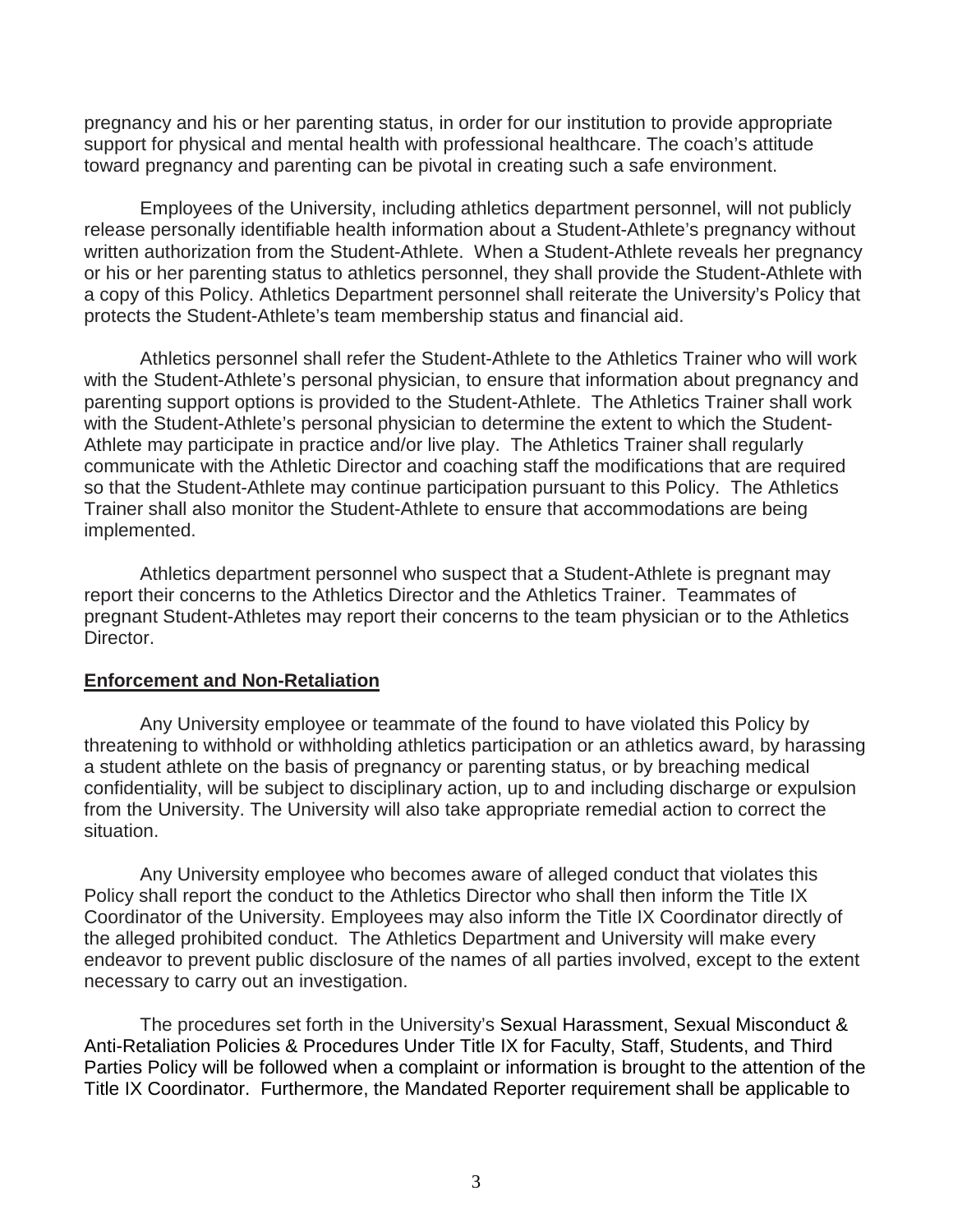pregnancy and his or her parenting status, in order for our institution to provide appropriate support for physical and mental health with professional healthcare. The coach's attitude toward pregnancy and parenting can be pivotal in creating such a safe environment.

Employees of the University, including athletics department personnel, will not publicly release personally identifiable health information about a Student-Athlete's pregnancy without written authorization from the Student-Athlete. When a Student-Athlete reveals her pregnancy or his or her parenting status to athletics personnel, they shall provide the Student-Athlete with a copy of this Policy. Athletics Department personnel shall reiterate the University's Policy that protects the Student-Athlete's team membership status and financial aid.

Athletics personnel shall refer the Student-Athlete to the Athletics Trainer who will work with the Student-Athlete's personal physician, to ensure that information about pregnancy and parenting support options is provided to the Student-Athlete. The Athletics Trainer shall work with the Student-Athlete's personal physician to determine the extent to which the Student-Athlete may participate in practice and/or live play. The Athletics Trainer shall regularly communicate with the Athletic Director and coaching staff the modifications that are required so that the Student-Athlete may continue participation pursuant to this Policy. The Athletics Trainer shall also monitor the Student-Athlete to ensure that accommodations are being implemented.

Athletics department personnel who suspect that a Student-Athlete is pregnant may report their concerns to the Athletics Director and the Athletics Trainer. Teammates of pregnant Student-Athletes may report their concerns to the team physician or to the Athletics Director.

**Enforcement and Non-Retaliation**

Any University employee or teammate of the found to have violated this Policy by threatening to withhold or withholding athletics participation or an athletics award, by harassing a student athlete on the basis of pregnancy or parenting status, or by breaching medical confidentiality, will be subject to disciplinary action, up to and including discharge or expulsion from the University. The University will also take appropriate remedial action to correct the situation.

Any University employee who becomes aware of alleged conduct that violates this Policy shall report the conduct to the Athletics Director who shall then inform the Title IX Coordinator of the University. Employees may also inform the Title IX Coordinator directly of the alleged prohibited conduct. The Athletics Department and University will make every endeavor to prevent public disclosure of the names of all parties involved, except to the extent necessary to carry out an investigation.

The procedures set forth in the University's Sexual Harassment, Sexual Misconduct & Anti-Retaliation Policies & Procedures Under Title IX for Faculty, Staff, Students, and Third Parties Policy will be followed when a complaint or information is brought to the attention of the Title IX Coordinator. Furthermore, the Mandated Reporter requirement shall be applicable to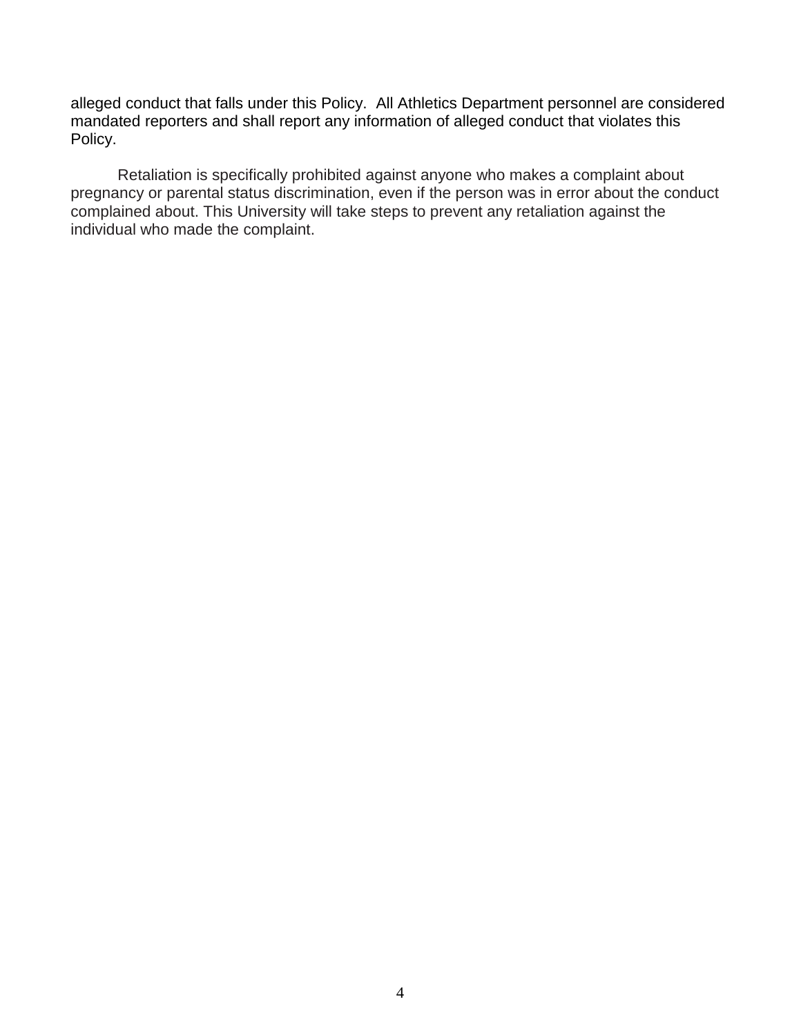alleged conduct that falls under this Policy. All Athletics Department personnel are considered mandated reporters and shall report any information of alleged conduct that violates this Policy.

Retaliation is specifically prohibited against anyone who makes a complaint about pregnancy or parental status discrimination, even if the person was in error about the conduct complained about. This University will take steps to prevent any retaliation against the individual who made the complaint.